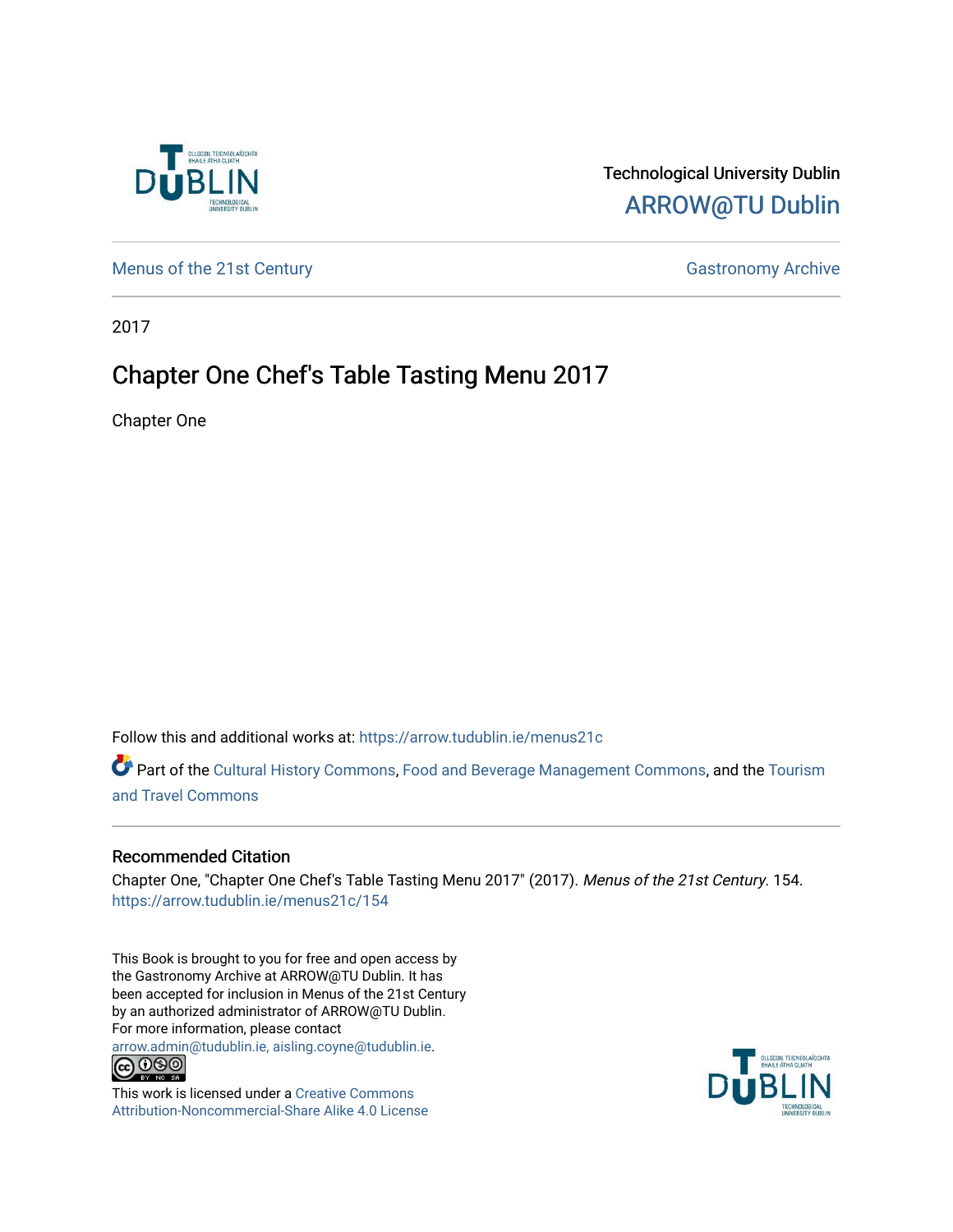Technological University Dublin

ARROW@TU Dublin

Menus of the 21st Century

Gastronomy Archive

2017

# Chapter One Chef's Table Tasting Menu 2017

Chapter One

Follow this and additional works at: https://arrow.tudublin.ie/menus21c

Part of the Cultural History Commons, Food and Beverage Management Commons, and the Tourism and Travel Commons

## Recommended Citation

Chapter One, "Chapter One Chef's Table Tasting Menu 2017" (2017). *Menus of the 21st Century*. 154. https://arrow.tudublin.ie/menus21c/154

This Book is brought to you for free and open access by the Gastronomy Archive at ARROW@TU Dublin. It has been accepted for inclusion in Menus of the 21st Century by an authorized administrator of ARROW@TU Dublin. For more information, please contact arrow.admin@tudublin.ie, aisling.coyne@tudublin.ie.

This work is licensed under a Creative Commons Attribution-Noncommercial-Share Alike 4.0 License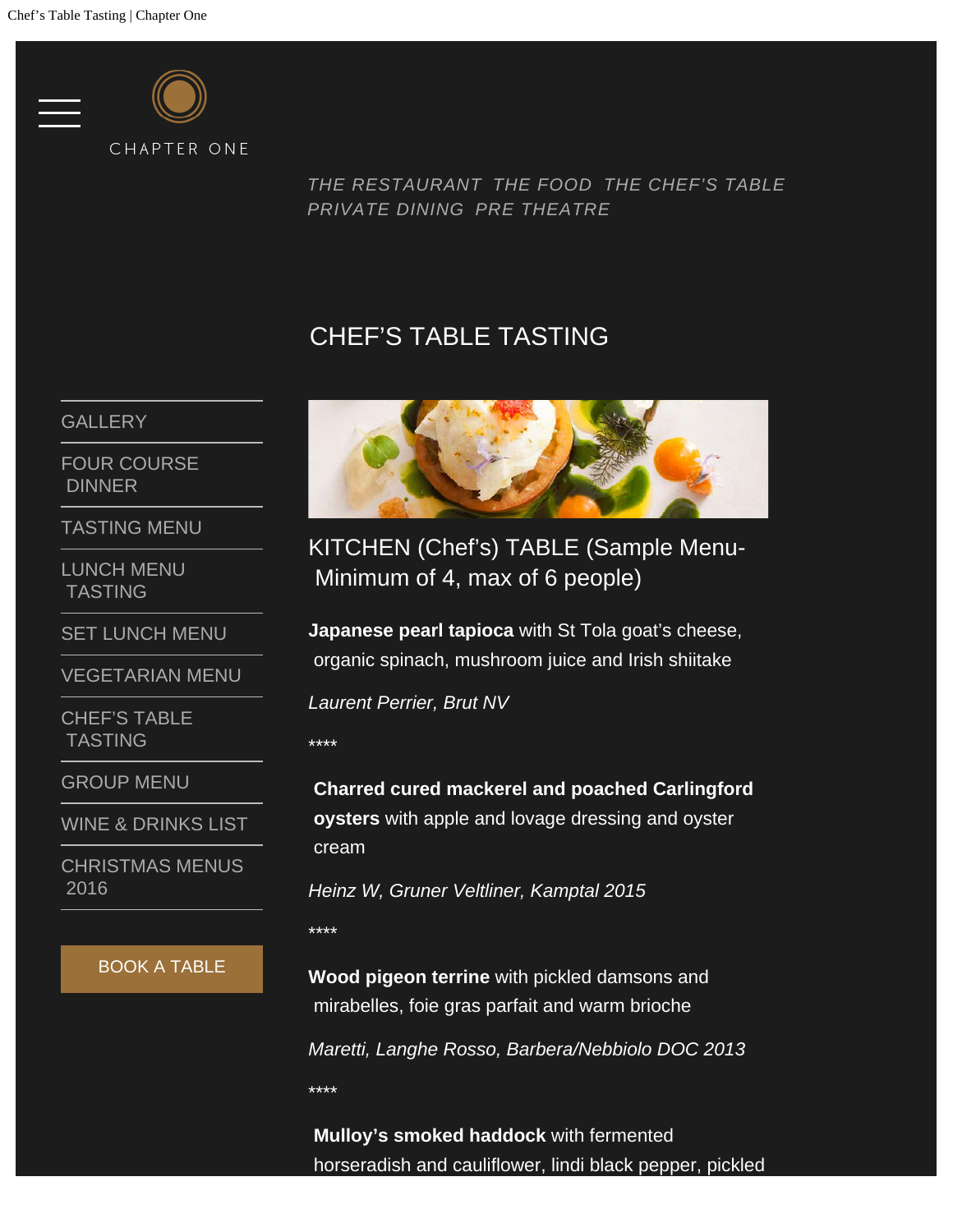CHAPTER ONE

THE RESTAURANT THE FOOD THE CHEF'S TABLE PRIVATE DINING PRE THEATRE

# CHEF'S TABLE TASTING

- GALLERY
- FOUR COURSE DINNER
- TASTING MENU
- LUNCH MENU TASTING
- SET LUNCH MENU
- VEGETARIAN MENU
- CHEF'S TABLE TASTING
- GROUP MENU
- WINE & DRINKS LIST
- CHRISTMAS MENUS 2016

BOOK A TABLE

## KITCHEN (Chef's) TABLE (Sample Menu- Minimum of 4, max of 6 people)

**Japanese pearl tapioca** with St Tola goat's cheese, organic spinach, mushroom juice and Irish shiitake

*Laurent Perrier, Brut NV*

****

**Charred cured mackerel and poached Carlingford oysters** with apple and lovage dressing and oyster cream

*Heinz W, Gruner Veltliner, Kamptal 2015*

****

**Wood pigeon terrine** with pickled damsons and mirabelles, foie gras parfait and warm brioche

*Maretti, Langhe Rosso, Barbera/Nebbiolo DOC 2013*

****

**Mulloy's smoked haddock** with fermented horseradish and cauliflower, lindi black pepper, pickled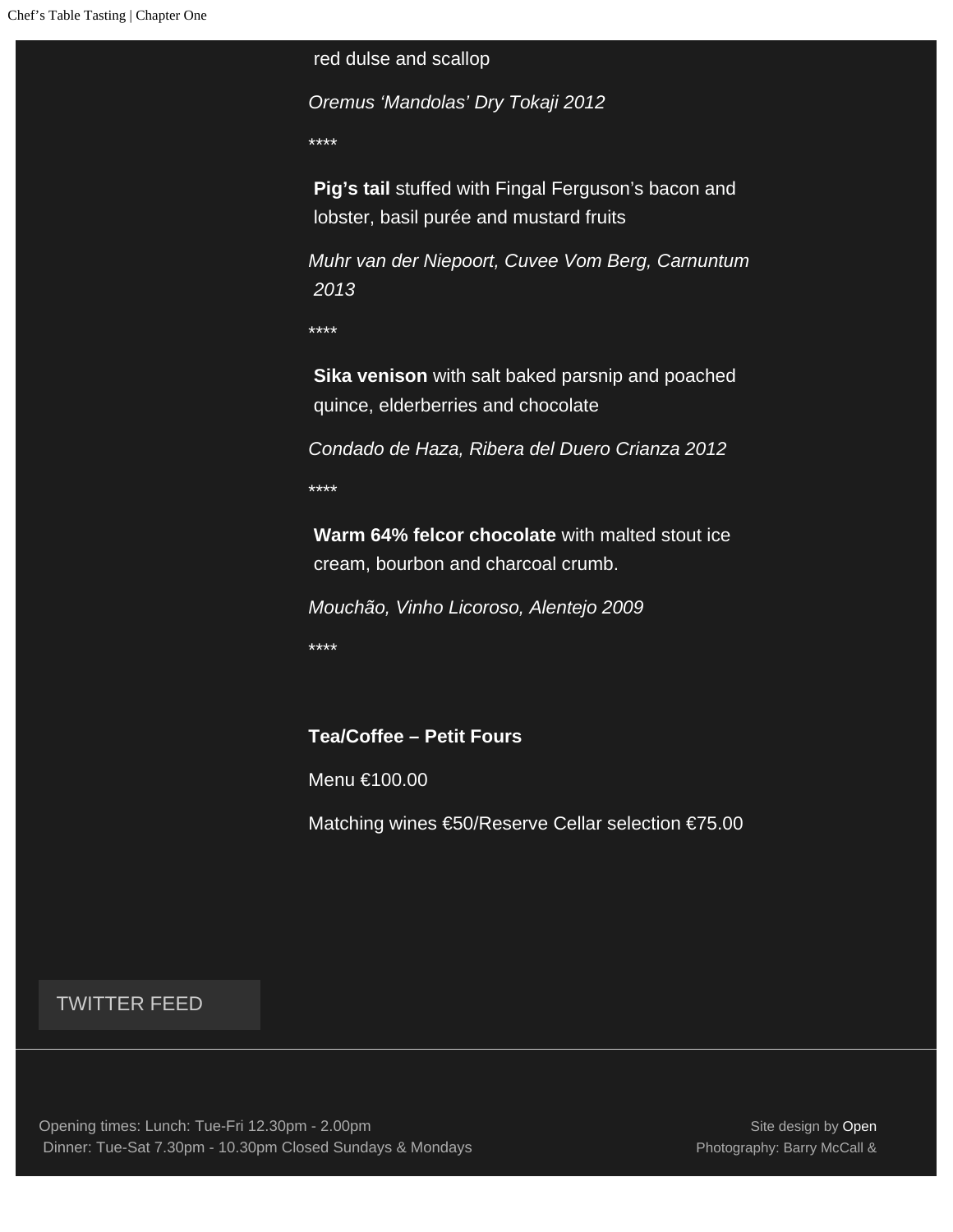red dulse and scallop

*Oremus 'Mandolas' Dry Tokaji 2012*

****

**Pig's tail** stuffed with Fingal Ferguson's bacon and lobster, basil purée and mustard fruits

*Muhr van der Niepoort, Cuvee Vom Berg, Carnuntum 2013*

****

**Sika venison** with salt baked parsnip and poached quince, elderberries and chocolate

*Condado de Haza, Ribera del Duero Crianza 2012*

****

**Warm 64% felcor chocolate** with malted stout ice cream, bourbon and charcoal crumb.

*Mouchão, Vinho Licoroso, Alentejo 2009*

****

**Tea/Coffee – Petit Fours**

Menu €100.00

Matching wines €50/Reserve Cellar selection €75.00

TWITTER FEED

Opening times: Lunch: Tue-Fri 12.30pm - 2.00pm
Dinner: Tue-Sat 7.30pm - 10.30pm Closed Sundays & Mondays

Site design by Open
Photography: Barry McCall &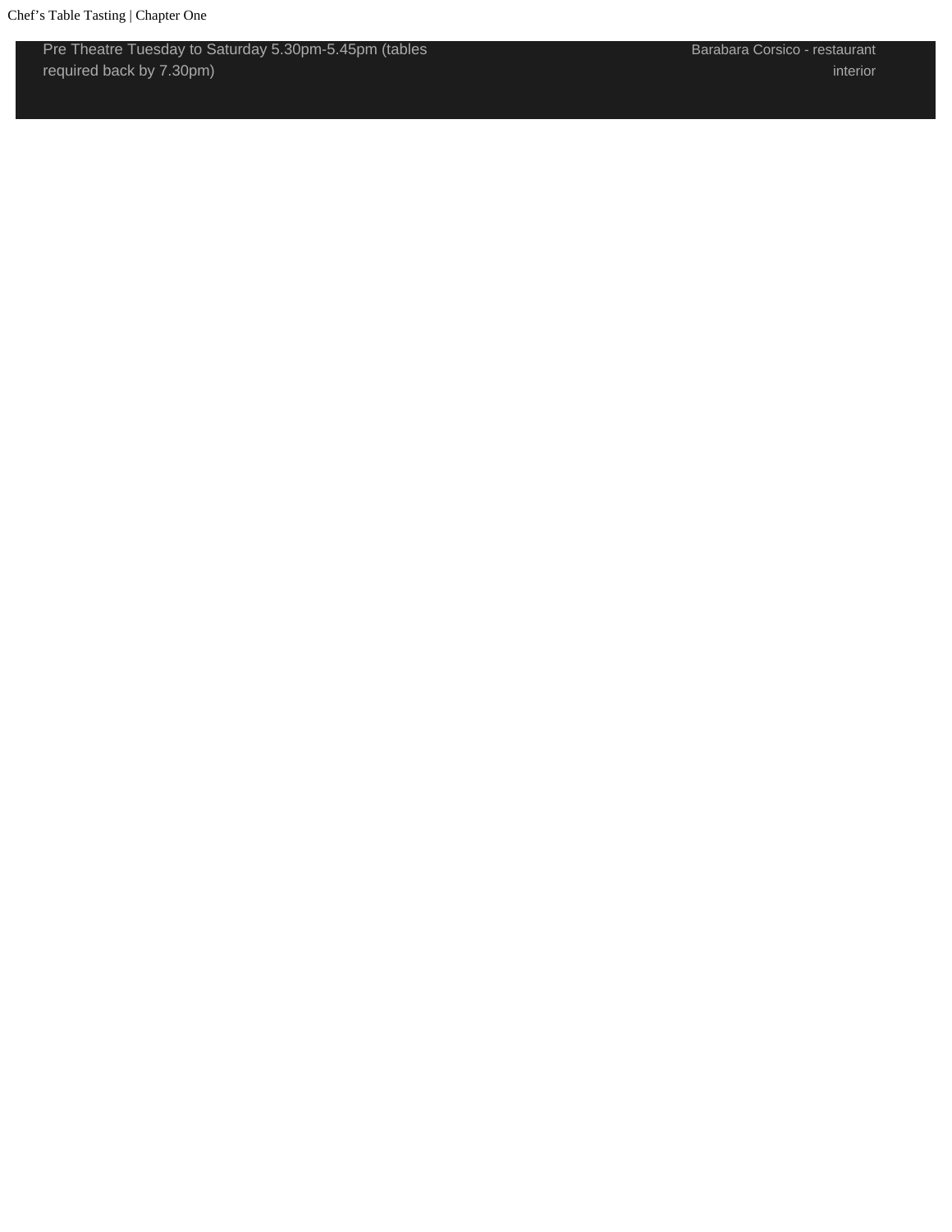Pre Theatre Tuesday to Saturday 5.30pm-5.45pm (tables required back by 7.30pm)

Barabara Corsico - restaurant interior